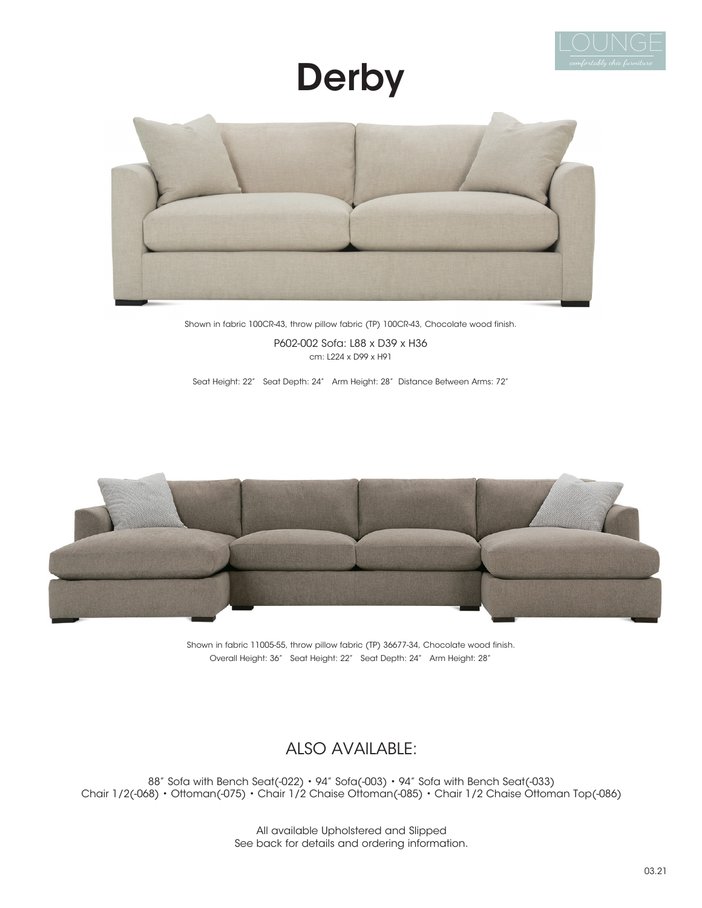LOUNGE

*comfortably chic furniture*

# Derby

Shown in fabric 100CR-43, throw pillow fabric (TP) 100CR-43, Chocolate wood finish.

P602-002 Sofa: L88 x D39 x H36

cm: L224 x D99 x H91

Seat Height: 22″ Seat Depth: 24″ Arm Height: 28″ Distance Between Arms: 72″

Shown in fabric 11005-55, throw pillow fabric (TP) 36677-34, Chocolate wood finish.

Overall Height: 36″ Seat Height: 22″ Seat Depth: 24″ Arm Height: 28″

## ALSO AVAILABLE:

88″ Sofa with Bench Seat(-022) • 94″ Sofa(-003) • 94″ Sofa with Bench Seat(-033)
Chair 1/2(-068) • Ottoman(-075) • Chair 1/2 Chaise Ottoman(-085) • Chair 1/2 Chaise Ottoman Top(-086)

All available Upholstered and Slipped
See back for details and ordering information.

03.21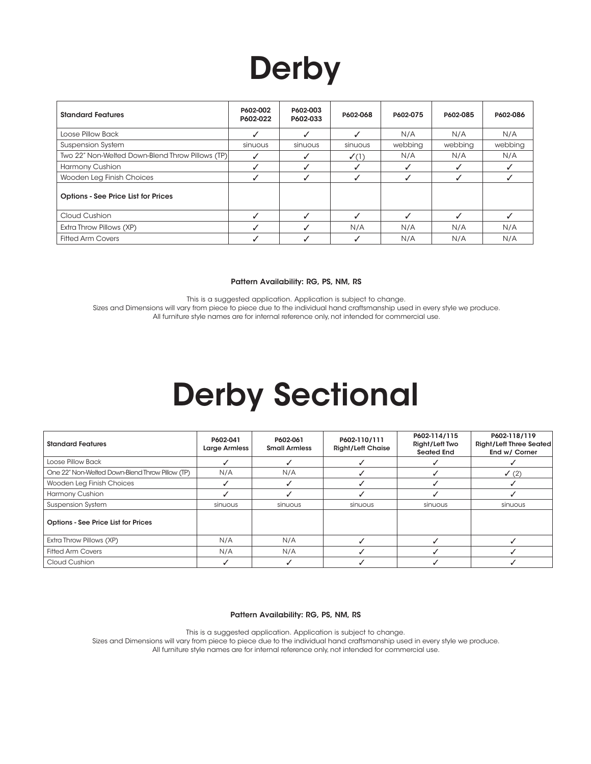# Derby

| Standard Features | P602-002 P602-022 | P602-003 P602-033 | P602-068 | P602-075 | P602-085 | P602-086 |
|---|---|---|---|---|---|---|
| Loose Pillow Back | ✓ | ✓ | ✓ | N/A | N/A | N/A |
| Suspension System | sinuous | sinuous | sinuous | webbing | webbing | webbing |
| Two 22" Non-Welted Down-Blend Throw Pillows (TP) | ✓ | ✓ | ✓(1) | N/A | N/A | N/A |
| Harmony Cushion | ✓ | ✓ | ✓ | ✓ | ✓ | ✓ |
| Wooden Leg Finish Choices | ✓ | ✓ | ✓ | ✓ | ✓ | ✓ |
| **Options - See Price List for Prices** | | | | | | |
| Cloud Cushion | ✓ | ✓ | ✓ | ✓ | ✓ | ✓ |
| Extra Throw Pillows (XP) | ✓ | ✓ | N/A | N/A | N/A | N/A |
| Fitted Arm Covers | ✓ | ✓ | ✓ | N/A | N/A | N/A |

**Pattern Availability: RG, PS, NM, RS**

This is a suggested application. Application is subject to change.
Sizes and Dimensions will vary from piece to piece due to the individual hand craftsmanship used in every style we produce.
All furniture style names are for internal reference only, not intended for commercial use.

# Derby Sectional

| Standard Features | P602-041 Large Armless | P602-061 Small Armless | P602-110/111 Right/Left Chaise | P602-114/115 Right/Left Two Seated End | P602-118/119 Right/Left Three Seated End w/ Corner |
|---|---|---|---|---|---|
| Loose Pillow Back | ✓ | ✓ | ✓ | ✓ | ✓ |
| One 22" Non-Welted Down-Blend Throw Pillow (TP) | N/A | N/A | ✓ | ✓ | ✓ (2) |
| Wooden Leg Finish Choices | ✓ | ✓ | ✓ | ✓ | ✓ |
| Harmony Cushion | ✓ | ✓ | ✓ | ✓ | ✓ |
| Suspension System | sinuous | sinuous | sinuous | sinuous | sinuous |
| **Options - See Price List for Prices** | | | | | |
| Extra Throw Pillows (XP) | N/A | N/A | ✓ | ✓ | ✓ |
| Fitted Arm Covers | N/A | N/A | ✓ | ✓ | ✓ |
| Cloud Cushion | ✓ | ✓ | ✓ | ✓ | ✓ |

**Pattern Availability: RG, PS, NM, RS**

This is a suggested application. Application is subject to change.
Sizes and Dimensions will vary from piece to piece due to the individual hand craftsmanship used in every style we produce.
All furniture style names are for internal reference only, not intended for commercial use.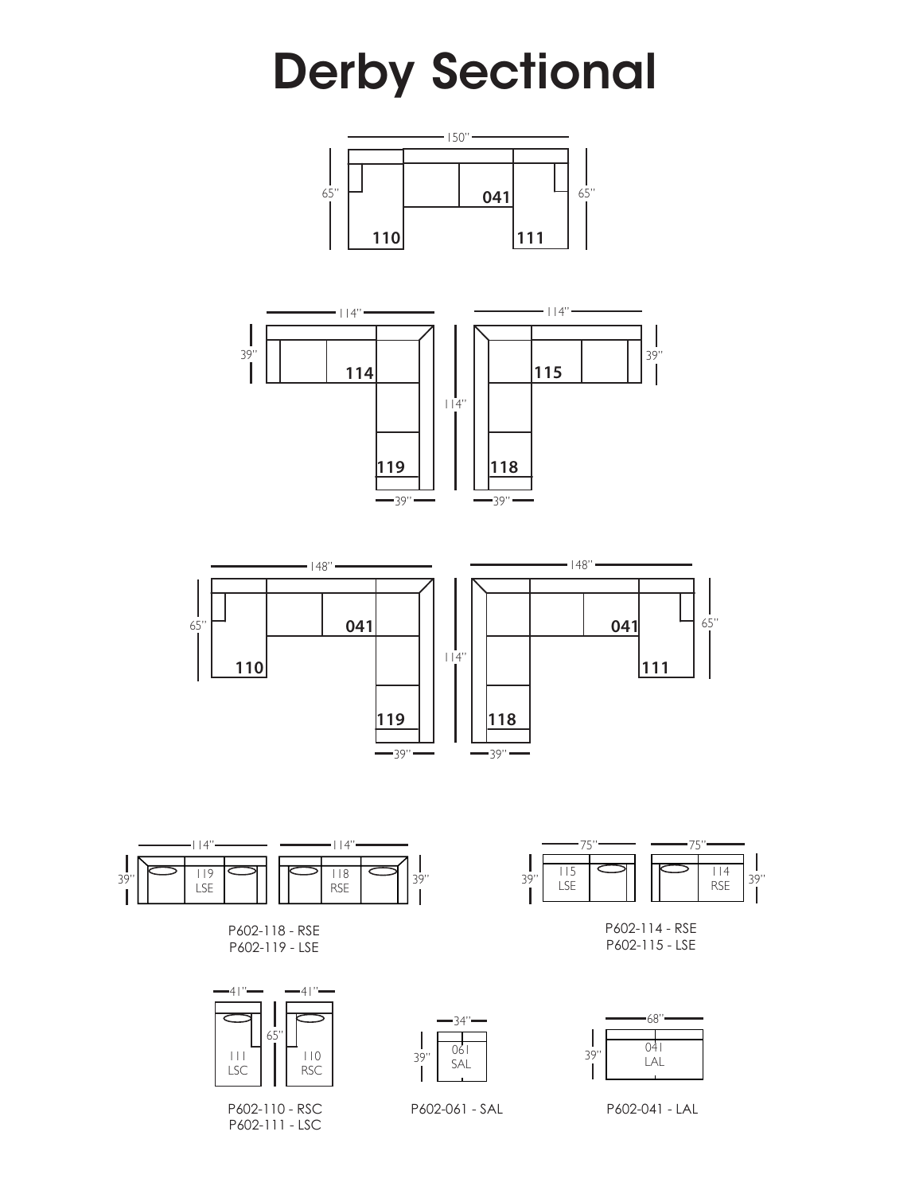# Derby Sectional

150"

65"

65"

110

041

111

114"

114"

39"

39"

114

115

114"

119

118

39"

39"

148"

148"

65"

65"

110

041

041

111

114"

119

118

39"

39"

114"

114"

39"

39"

119 LSE

118 RSE

P602-118 - RSE
P602-119 - LSE

75"

75"

39"

39"

115 LSE

114 RSE

P602-114 - RSE
P602-115 - LSE

41"

41"

65"

111 LSC

110 RSC

P602-110 - RSC
P602-111 - LSC

34"

39"

061 SAL

P602-061 - SAL

68"

39"

041 LAL

P602-041 - LAL